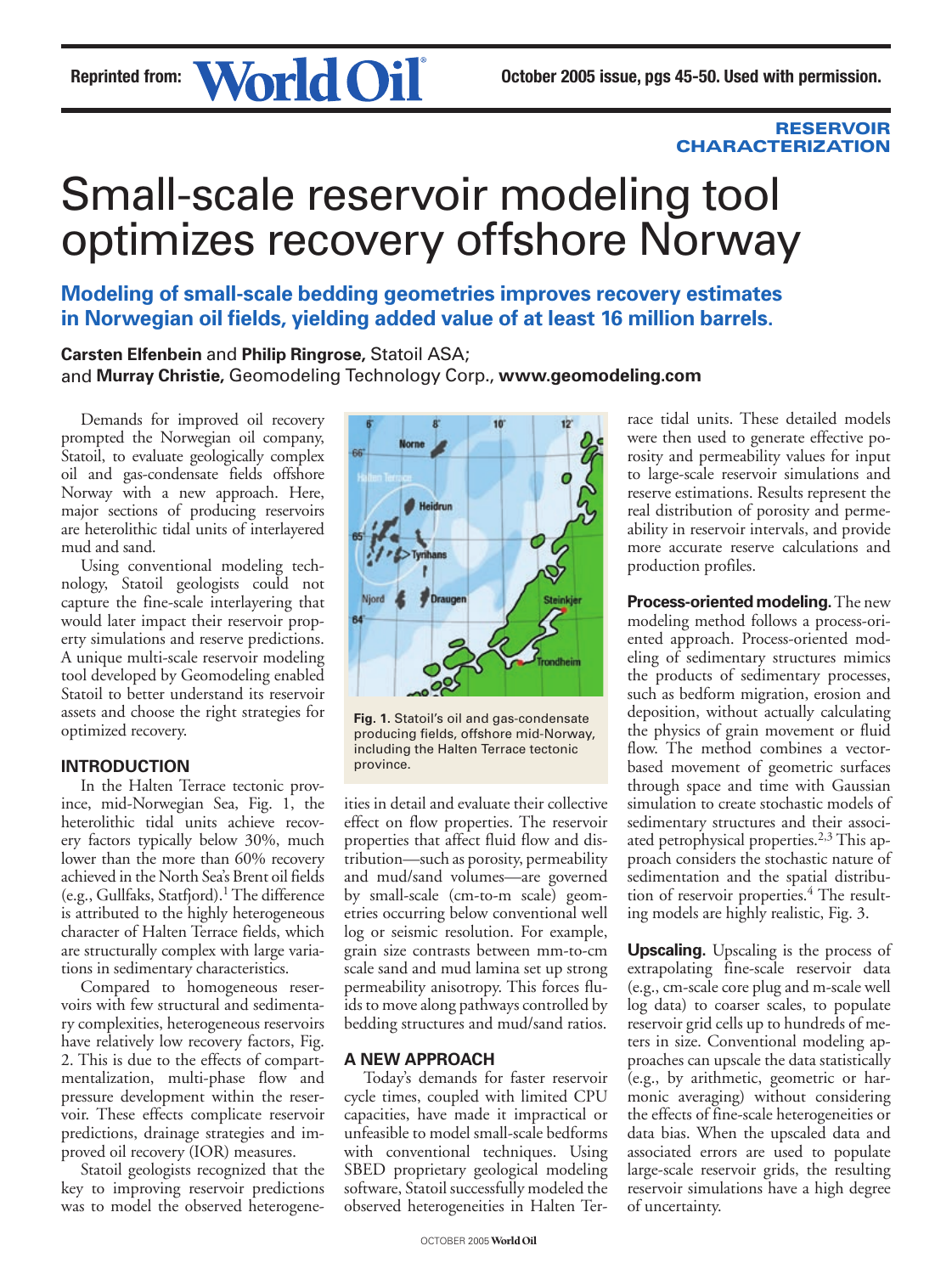Reprinted from: World Oil — October 2005 issue, pgs 45-50. Used with permission.

**RESERVOIR CHARACTERIZATION**

# Small-scale reservoir modeling tool optimizes recovery offshore Norway

**Modeling of small-scale bedding geometries improves recovery estimates in Norwegian oil fields, yielding added value of at least 16 million barrels.**

**Carsten Elfenbein** and **Philip Ringrose,** Statoil ASA; and **Murray Christie,** Geomodeling Technology Corp., **www.geomodeling.com**

Demands for improved oil recovery prompted the Norwegian oil company, Statoil, to evaluate geologically complex oil and gas-condensate fields offshore Norway with a new approach. Here, major sections of producing reservoirs are heterolithic tidal units of interlayered mud and sand.

Using conventional modeling technology, Statoil geologists could not capture the fine-scale interlayering that would later impact their reservoir property simulations and reserve predictions. A unique multi-scale reservoir modeling tool developed by Geomodeling enabled Statoil to better understand its reservoir assets and choose the right strategies for optimized recovery.

## INTRODUCTION

In the Halten Terrace tectonic province, mid-Norwegian Sea, Fig. 1, the heterolithic tidal units achieve recovery factors typically below 30%, much lower than the more than 60% recovery achieved in the North Sea's Brent oil fields (e.g., Gullfaks, Statfjord).[1] The difference is attributed to the highly heterogeneous character of Halten Terrace fields, which are structurally complex with large variations in sedimentary characteristics.

Compared to homogeneous reservoirs with few structural and sedimentary complexities, heterogeneous reservoirs have relatively low recovery factors, Fig. 2. This is due to the effects of compartmentalization, multi-phase flow and pressure development within the reservoir. These effects complicate reservoir predictions, drainage strategies and improved oil recovery (IOR) measures.

Statoil geologists recognized that the key to improving reservoir predictions was to model the observed heterogeneities in detail and evaluate their collective effect on flow properties. The reservoir properties that affect fluid flow and distribution—such as porosity, permeability and mud/sand volumes—are governed by small-scale (cm-to-m scale) geometries occurring below conventional well log or seismic resolution. For example, grain size contrasts between mm-to-cm scale sand and mud lamina set up strong permeability anisotropy. This forces fluids to move along pathways controlled by bedding structures and mud/sand ratios.

**Fig. 1.** Statoil's oil and gas-condensate producing fields, offshore mid-Norway, including the Halten Terrace tectonic province.

## A NEW APPROACH

Today's demands for faster reservoir cycle times, coupled with limited CPU capacities, have made it impractical or unfeasible to model small-scale bedforms with conventional techniques. Using SBED proprietary geological modeling software, Statoil successfully modeled the observed heterogeneities in Halten Terrace tidal units. These detailed models were then used to generate effective porosity and permeability values for input to large-scale reservoir simulations and reserve estimations. Results represent the real distribution of porosity and permeability in reservoir intervals, and provide more accurate reserve calculations and production profiles.

**Process-oriented modeling.** The new modeling method follows a process-oriented approach. Process-oriented modeling of sedimentary structures mimics the products of sedimentary processes, such as bedform migration, erosion and deposition, without actually calculating the physics of grain movement or fluid flow. The method combines a vector-based movement of geometric surfaces through space and time with Gaussian simulation to create stochastic models of sedimentary structures and their associated petrophysical properties.[2,3] This approach considers the stochastic nature of sedimentation and the spatial distribution of reservoir properties.[4] The resulting models are highly realistic, Fig. 3.

**Upscaling.** Upscaling is the process of extrapolating fine-scale reservoir data (e.g., cm-scale core plug and m-scale well log data) to coarser scales, to populate reservoir grid cells up to hundreds of meters in size. Conventional modeling approaches can upscale the data statistically (e.g., by arithmetic, geometric or harmonic averaging) without considering the effects of fine-scale heterogeneities or data bias. When the upscaled data and associated errors are used to populate large-scale reservoir grids, the resulting reservoir simulations have a high degree of uncertainty.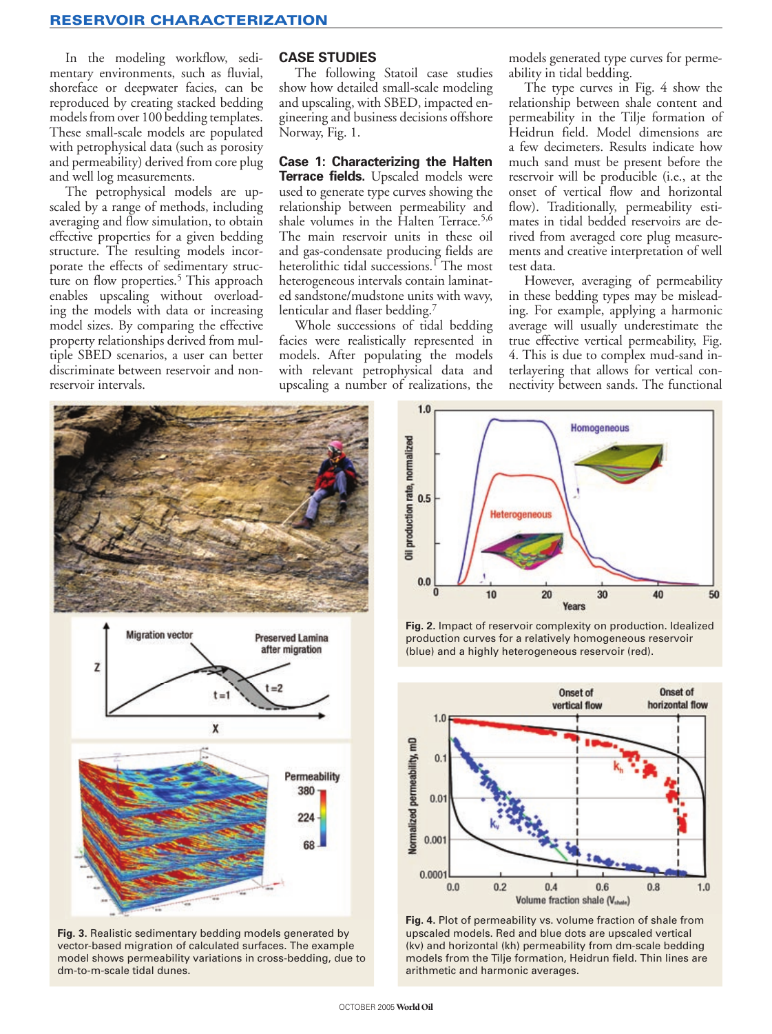In the modeling workflow, sedimentary environments, such as fluvial, shoreface or deepwater facies, can be reproduced by creating stacked bedding models from over 100 bedding templates. These small-scale models are populated with petrophysical data (such as porosity and permeability) derived from core plug and well log measurements.

The petrophysical models are upscaled by a range of methods, including averaging and flow simulation, to obtain effective properties for a given bedding structure. The resulting models incorporate the effects of sedimentary structure on flow properties.[5] This approach enables upscaling without overloading the models with data or increasing model sizes. By comparing the effective property relationships derived from multiple SBED scenarios, a user can better discriminate between reservoir and non-reservoir intervals.

## CASE STUDIES

The following Statoil case studies show how detailed small-scale modeling and upscaling, with SBED, impacted engineering and business decisions offshore Norway, Fig. 1.

**Case 1: Characterizing the Halten Terrace fields.** Upscaled models were used to generate type curves showing the relationship between permeability and shale volumes in the Halten Terrace.[5,6] The main reservoir units in these oil and gas-condensate producing fields are heterolithic tidal successions.[1] The most heterogeneous intervals contain laminated sandstone/mudstone units with wavy, lenticular and flaser bedding.[7]

Whole successions of tidal bedding facies were realistically represented in models. After populating the models with relevant petrophysical data and upscaling a number of realizations, the models generated type curves for permeability in tidal bedding.

The type curves in Fig. 4 show the relationship between shale content and permeability in the Tilje formation of Heidrun field. Model dimensions are a few decimeters. Results indicate how much sand must be present before the reservoir will be producible (i.e., at the onset of vertical flow and horizontal flow). Traditionally, permeability estimates in tidal bedded reservoirs are derived from averaged core plug measurements and creative interpretation of well test data.

However, averaging of permeability in these bedding types may be misleading. For example, applying a harmonic average will usually underestimate the true effective vertical permeability, Fig. 4. This is due to complex mud-sand interlayering that allows for vertical connectivity between sands. The functional

Migration vector
Preserved Lamina after migration
Z
X
t=1
t=2
Permeability
380
224
68

**Fig. 3.** Realistic sedimentary bedding models generated by vector-based migration of calculated surfaces. The example model shows permeability variations in cross-bedding, due to dm-to-m-scale tidal dunes.

Oil production rate, normalized
1.0
0.5
0.0
0
10
20
30
40
50
Years
Homogeneous
Heterogeneous

**Fig. 2.** Impact of reservoir complexity on production. Idealized production curves for a relatively homogeneous reservoir (blue) and a highly heterogeneous reservoir (red).

Onset of vertical flow
Onset of horizontal flow
Normalized permeability, mD
1.0
0.1
0.01
0.001
0.0001
0.0
0.2
0.4
0.6
0.8
1.0
Volume fraction shale ($V_{shale}$)
$k_h$
$k_v$

**Fig. 4.** Plot of permeability vs. volume fraction of shale from upscaled models. Red and blue dots are upscaled vertical (kv) and horizontal (kh) permeability from dm-scale bedding models from the Tilje formation, Heidrun field. Thin lines are arithmetic and harmonic averages.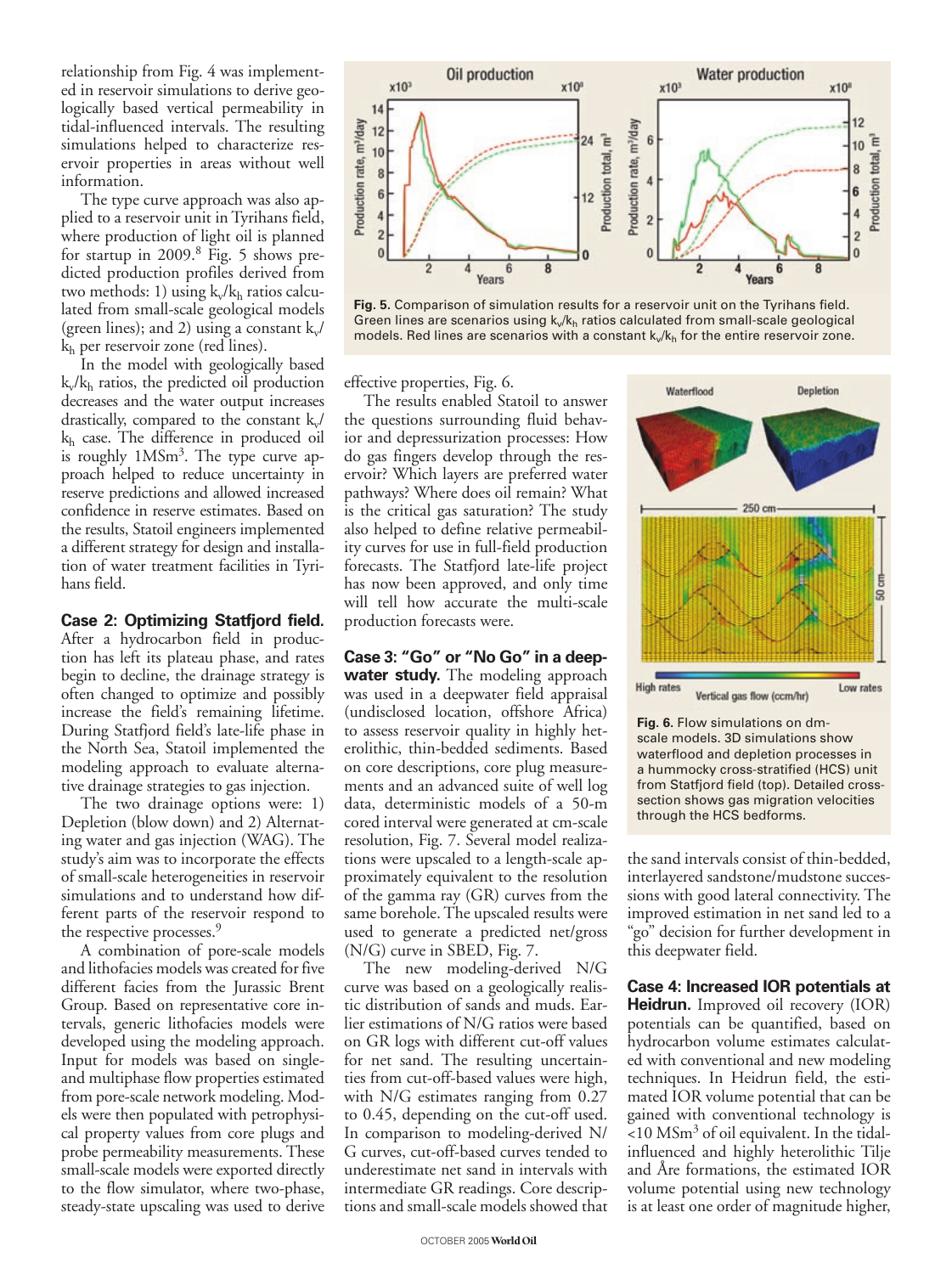relationship from Fig. 4 was implemented in reservoir simulations to derive geologically based vertical permeability in tidal-influenced intervals. The resulting simulations helped to characterize reservoir properties in areas without well information.

The type curve approach was also applied to a reservoir unit in Tyrihans field, where production of light oil is planned for startup in 2009.[8] Fig. 5 shows predicted production profiles derived from two methods: 1) using $k_v/k_h$ ratios calculated from small-scale geological models (green lines); and 2) using a constant $k_v/k_h$ per reservoir zone (red lines).

In the model with geologically based $k_v/k_h$ ratios, the predicted oil production decreases and the water output increases drastically, compared to the constant $k_v/k_h$ case. The difference in produced oil is roughly 1MSm$^3$. The type curve approach helped to reduce uncertainty in reserve predictions and allowed increased confidence in reserve estimates. Based on the results, Statoil engineers implemented a different strategy for design and installation of water treatment facilities in Tyrihans field.

Oil production
x10³
x10⁶
Production rate, m³/day
Production total, m³
14
12
10
8
6
4
2
0
24
12
0
2
4
6
8
Years

Water production
x10³
x10⁶
Production rate, m³/day
Production total, m³
6
4
2
0
12
10
8
6
4
2
0
2
4
6
8
Years

**Fig. 5.** Comparison of simulation results for a reservoir unit on the Tyrihans field. Green lines are scenarios using $k_v/k_h$ ratios calculated from small-scale geological models. Red lines are scenarios with a constant $k_v/k_h$ for the entire reservoir zone.

**Case 2: Optimizing Statfjord field.** After a hydrocarbon field in production has left its plateau phase, and rates begin to decline, the drainage strategy is often changed to optimize and possibly increase the field's remaining lifetime. During Statfjord field's late-life phase in the North Sea, Statoil implemented the modeling approach to evaluate alternative drainage strategies to gas injection.

The two drainage options were: 1) Depletion (blow down) and 2) Alternating water and gas injection (WAG). The study's aim was to incorporate the effects of small-scale heterogeneities in reservoir simulations and to understand how different parts of the reservoir respond to the respective processes.[9]

A combination of pore-scale models and lithofacies models was created for five different facies from the Jurassic Brent Group. Based on representative core intervals, generic lithofacies models were developed using the modeling approach. Input for models was based on single- and multiphase flow properties estimated from pore-scale network modeling. Models were then populated with petrophysical property values from core plugs and probe permeability measurements. These small-scale models were exported directly to the flow simulator, where two-phase, steady-state upscaling was used to derive effective properties, Fig. 6.

The results enabled Statoil to answer the questions surrounding fluid behavior and depressurization processes: How do gas fingers develop through the reservoir? Which layers are preferred water pathways? Where does oil remain? What is the critical gas saturation? The study also helped to define relative permeability curves for use in full-field production forecasts. The Statfjord late-life project has now been approved, and only time will tell how accurate the multi-scale production forecasts were.

Waterflood
Depletion
250 cm
50 cm
High rates
Vertical gas flow (ccm/hr)
Low rates

**Fig. 6.** Flow simulations on dm-scale models. 3D simulations show waterflood and depletion processes in a hummocky cross-stratified (HCS) unit from Statfjord field (top). Detailed cross-section shows gas migration velocities through the HCS bedforms.

**Case 3: "Go" or "No Go" in a deepwater study.** The modeling approach was used in a deepwater field appraisal (undisclosed location, offshore Africa) to assess reservoir quality in highly heterolithic, thin-bedded sediments. Based on core descriptions, core plug measurements and an advanced suite of well log data, deterministic models of a 50-m cored interval were generated at cm-scale resolution, Fig. 7. Several model realizations were upscaled to a length-scale approximately equivalent to the resolution of the gamma ray (GR) curves from the same borehole. The upscaled results were used to generate a predicted net/gross (N/G) curve in SBED, Fig. 7.

The new modeling-derived N/G curve was based on a geologically realistic distribution of sands and muds. Earlier estimations of N/G ratios were based on GR logs with different cut-off values for net sand. The resulting uncertainties from cut-off-based values were high, with N/G estimates ranging from 0.27 to 0.45, depending on the cut-off used. In comparison to modeling-derived N/G curves, cut-off-based curves tended to underestimate net sand in intervals with intermediate GR readings. Core descriptions and small-scale models showed that the sand intervals consist of thin-bedded, interlayered sandstone/mudstone successions with good lateral connectivity. The improved estimation in net sand led to a "go" decision for further development in this deepwater field.

**Case 4: Increased IOR potentials at Heidrun.** Improved oil recovery (IOR) potentials can be quantified, based on hydrocarbon volume estimates calculated with conventional and new modeling techniques. In Heidrun field, the estimated IOR volume potential that can be gained with conventional technology is <10 MSm$^3$ of oil equivalent. In the tidal-influenced and highly heterolithic Tilje and Åre formations, the estimated IOR volume potential using new technology is at least one order of magnitude higher,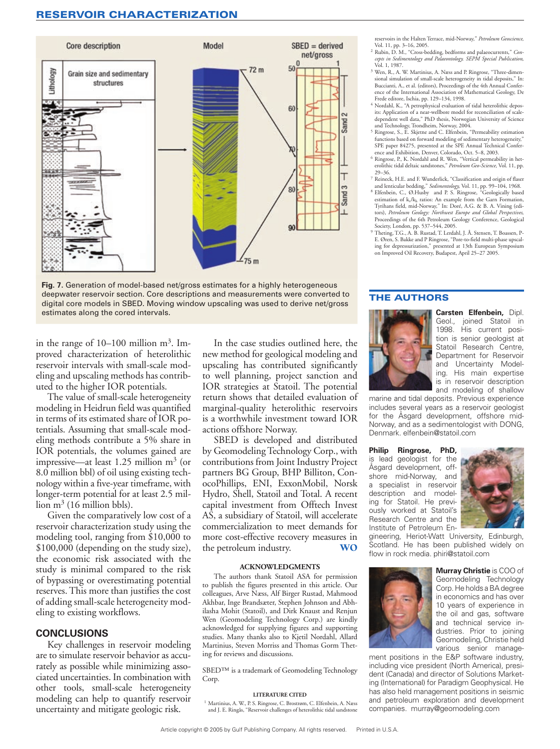Core description

Lithology

Grain size and sedimentary structures

Model

72 m

75 m

SBED = derived net/gross

0

1

50

60

70

80

90

Sand 2

Sand 3

Fig. 7. Generation of model-based net/gross estimates for a highly heterogeneous deepwater reservoir section. Core descriptions and measurements were converted to digital core models in SBED. Moving window upscaling was used to derive net/gross estimates along the cored intervals.

in the range of 10–100 million m$^3$. Improved characterization of heterolithic reservoir intervals with small-scale modeling and upscaling methods has contributed to the higher IOR potentials.

The value of small-scale heterogeneity modeling in Heidrun field was quantified in terms of its estimated share of IOR potentials. Assuming that small-scale modeling methods contribute a 5% share in IOR potentials, the volumes gained are impressive—at least 1.25 million m$^3$ (or 8.0 million bbl) of oil using existing technology within a five-year timeframe, with longer-term potential for at least 2.5 million m$^3$ (16 million bbls).

Given the comparatively low cost of a reservoir characterization study using the modeling tool, ranging from $10,000 to $100,000 (depending on the study size), the economic risk associated with the study is minimal compared to the risk of bypassing or overestimating potential reserves. This more than justifies the cost of adding small-scale heterogeneity modeling to existing workflows.

## CONCLUSIONS

Key challenges in reservoir modeling are to simulate reservoir behavior as accurately as possible while minimizing associated uncertainties. In combination with other tools, small-scale heterogeneity modeling can help to quantify reservoir uncertainty and mitigate geologic risk.

In the case studies outlined here, the new method for geological modeling and upscaling has contributed significantly to well planning, project sanction and IOR strategies at Statoil. The potential return shows that detailed evaluation of marginal-quality heterolithic reservoirs is a worthwhile investment toward IOR actions offshore Norway.

SBED is developed and distributed by Geomodeling Technology Corp., with contributions from Joint Industry Project partners BG Group, BHP Billiton, ConocoPhillips, ENI, ExxonMobil, Norsk Hydro, Shell, Statoil and Total. A recent capital investment from Offtech Invest AS, a subsidiary of Statoil, will accelerate commercialization to meet demands for more cost-effective recovery measures in the petroleum industry. **WO**

### ACKNOWLEDGMENTS

The authors thank Statoil ASA for permission to publish the figures presented in this article. Our colleagues, Arve Næss, Alf Birger Rustad, Mahmood Akhbar, Inge Brandsæter, Stephen Johnson and Abhilasha Mohit (Statoil), and Dirk Knaust and Renjun Wen (Geomodeling Technology Corp.) are kindly acknowledged for supplying figures and supporting studies. Many thanks also to Kjetil Nordahl, Allard Martinius, Steven Morriss and Thomas Gorm Theting for reviews and discussions.

SBED™ is a trademark of Geomodeling Technology Corp.

### LITERATURE CITED

[1] Martinius, A. W., P. S. Ringrose, C. Brostrøm, C. Elfenbein, A. Næss and J. E. Ringås, "Reservoir challenges of heterolithic tidal sandstone reservoirs in the Halten Terrace, mid-Norway," *Petroleum Geoscience*, Vol. 11, pp. 3–16, 2005.

[2] Rubin, D. M., "Cross-bedding, bedforms and palaeocurrents," *Concepts in Sedimentology and Palaeontology. SEPM Special Publication*, Vol. 1, 1987.

[3] Wen, R., A. W. Martinius, A. Næss and P. Ringrose, "Three-dimensional simulation of small-scale heterogeneity in tidal deposits," In: Buccianti, A., et al. (editors), Proceedings of the 4th Annual Conference of the International Association of Mathematical Geology, De Frede editore, Ischia, pp. 129–134, 1998.

[4] Nordahl, K., "A petrophysical evaluation of tidal heterolithic deposits: Application of a near-wellbore model for reconciliation of scale-dependent well data," PhD thesis, Norwegian University of Science and Technology, Trondheim, Norway, 2004.

[5] Ringrose, S., E. Skjetne and C. Elfenbein, "Permeability estimation functions based on forward modeling of sedimentary heterogeneity," SPE paper 84275, presented at the SPE Annual Technical Conference and Exhibition, Denver, Colorado, Oct. 5–8, 2003.

[6] Ringrose, P., K. Nordahl and R. Wen, "Vertical permeability in heterolithic tidal deltaic sandstones," *Petroleum Geo-Science*, Vol. 11, pp. 29–36.

[7] Reineck, H.E. and F. Wunderlick, "Classification and origin of flaser and lenticular bedding," *Sedimentology*, Vol. 11, pp. 99–104, 1968.

[8] Elfenbein, C., Ø.Husby and P. S. Ringrose, "Geologically based estimation of $k_v/k_h$ ratios: An example from the Garn Formation, Tyrihans field, mid-Norway," In: Doré, A.G. & B. A. Vining (editors), *Petroleum Geology: Northwest Europe and Global Perspectives*, Proceedings of the 6th Petroleum Geology Conference, Geological Society, London, pp. 537–544, 2005.

[9] Theting, T.G., A. B. Rustad, T. Lerdahl, J. Å. Stensen, T. Boassen, P-E. Øren, S. Bakke and P Ringrose, "Pore-to-field multi-phase upscaling for depressurization," presented at 13th European Symposium on Improved Oil Recovery, Budapest, April 25–27 2005.

## THE AUTHORS

**Carsten Elfenbein,** Dipl. Geol., joined Statoil in 1998. His current position is senior geologist at Statoil Research Centre, Department for Reservoir and Uncertainty Modeling. His main expertise is in reservoir description and modeling of shallow marine and tidal deposits. Previous experience includes several years as a reservoir geologist for the Åsgard development, offshore mid-Norway, and as a sedimentologist with DONG, Denmark. elfenbein@statoil.com

**Philip Ringrose, PhD,** is lead geologist for the Åsgard development, offshore mid-Norway, and a specialist in reservoir description and modeling for Statoil. He previously worked at Statoil's Research Centre and the Institute of Petroleum Engineering, Heriot-Watt University, Edinburgh, Scotland. He has been published widely on flow in rock media. phiri@statoil.com

**Murray Christie** is COO of Geomodeling Technology Corp. He holds a BA degree in economics and has over 10 years of experience in the oil and gas, software and technical service industries. Prior to joining Geomodeling, Christie held various senior management positions in the E&P software industry, including vice president (North America), president (Canada) and director of Solutions Marketing (International) for Paradigm Geophysical. He has also held management positions in seismic and petroleum exploration and development companies. murray@geomodeling.com

Article copyright © 2005 by Gulf Publishing Company. All rights reserved. Printed in U.S.A.